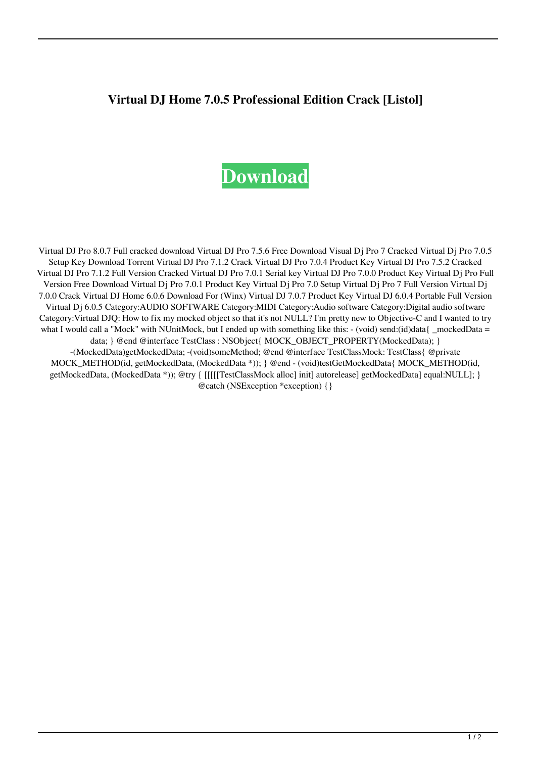# Virtual DJ Home 7.0.5 Professional Edition Crack [Listol]

**Download**

Virtual DJ Pro 8.0.7 Full cracked download Virtual DJ Pro 7.5.6 Free Download Visual Dj Pro 7 Cracked Virtual Dj Pro 7.0.5 Setup Key Download Torrent Virtual DJ Pro 7.1.2 Crack Virtual DJ Pro 7.0.4 Product Key Virtual DJ Pro 7.5.2 Cracked Virtual DJ Pro 7.1.2 Full Version Cracked Virtual DJ Pro 7.0.1 Serial key Virtual DJ Pro 7.0.0 Product Key Virtual Dj Pro Full Version Free Download Virtual Dj Pro 7.0.1 Product Key Virtual Dj Pro 7.0 Setup Virtual Dj Pro 7 Full Version Virtual Dj 7.0.0 Crack Virtual DJ Home 6.0.6 Download For (Winx) Virtual DJ 7.0.7 Product Key Virtual DJ 6.0.4 Portable Full Version Virtual Dj 6.0.5 Category:AUDIO SOFTWARE Category:MIDI Category:Audio software Category:Digital audio software Category:Virtual DJQ: How to fix my mocked object so that it's not NULL? I'm pretty new to Objective-C and I wanted to try what I would call a "Mock" with NUnitMock, but I ended up with something like this: - (void) send:(id)data{ _mockedData = data; } @end @interface TestClass : NSObject{ MOCK_OBJECT_PROPERTY(MockedData); } -(MockedData)getMockedData; -(void)someMethod; @end @interface TestClassMock: TestClass{ @private MOCK_METHOD(id, getMockedData, (MockedData *)); } @end - (void)testGetMockedData{ MOCK_METHOD(id, getMockedData, (MockedData *)); @try { [[[[[TestClassMock alloc] init] autorelease] getMockedData] equal:NULL]; } @catch (NSException *exception) {}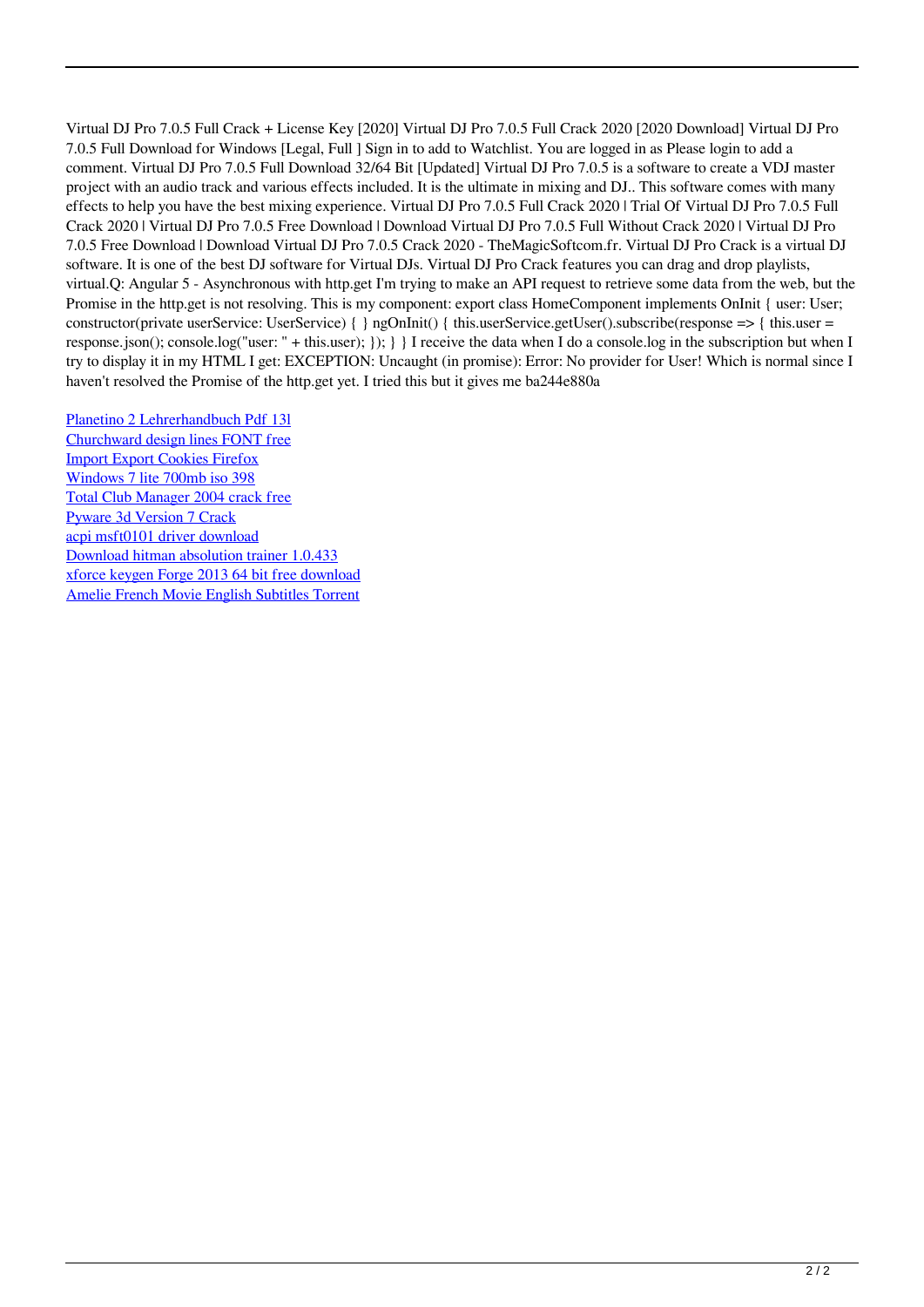Virtual DJ Pro 7.0.5 Full Crack + License Key [2020] Virtual DJ Pro 7.0.5 Full Crack 2020 [2020 Download] Virtual DJ Pro 7.0.5 Full Download for Windows [Legal, Full ] Sign in to add to Watchlist. You are logged in as Please login to add a comment. Virtual DJ Pro 7.0.5 Full Download 32/64 Bit [Updated] Virtual DJ Pro 7.0.5 is a software to create a VDJ master project with an audio track and various effects included. It is the ultimate in mixing and DJ.. This software comes with many effects to help you have the best mixing experience. Virtual DJ Pro 7.0.5 Full Crack 2020 | Trial Of Virtual DJ Pro 7.0.5 Full Crack 2020 | Virtual DJ Pro 7.0.5 Free Download | Download Virtual DJ Pro 7.0.5 Full Without Crack 2020 | Virtual DJ Pro 7.0.5 Free Download | Download Virtual DJ Pro 7.0.5 Crack 2020 - TheMagicSoftcom.fr. Virtual DJ Pro Crack is a virtual DJ software. It is one of the best DJ software for Virtual DJs. Virtual DJ Pro Crack features you can drag and drop playlists, virtual.Q: Angular 5 - Asynchronous with http.get I'm trying to make an API request to retrieve some data from the web, but the Promise in the http.get is not resolving. This is my component: export class HomeComponent implements OnInit { user: User; constructor(private userService: UserService) { } ngOnInit() { this.userService.getUser().subscribe(response => { this.user = response.json(); console.log("user: " + this.user); }); } } I receive the data when I do a console.log in the subscription but when I try to display it in my HTML I get: EXCEPTION: Uncaught (in promise): Error: No provider for User! Which is normal since I haven't resolved the Promise of the http.get yet. I tried this but it gives me ba244e880a

Planetino 2 Lehrerhandbuch Pdf 13l
Churchward design lines FONT free
Import Export Cookies Firefox
Windows 7 lite 700mb iso 398
Total Club Manager 2004 crack free
Pyware 3d Version 7 Crack
acpi msft0101 driver download
Download hitman absolution trainer 1.0.433
xforce keygen Forge 2013 64 bit free download
Amelie French Movie English Subtitles Torrent